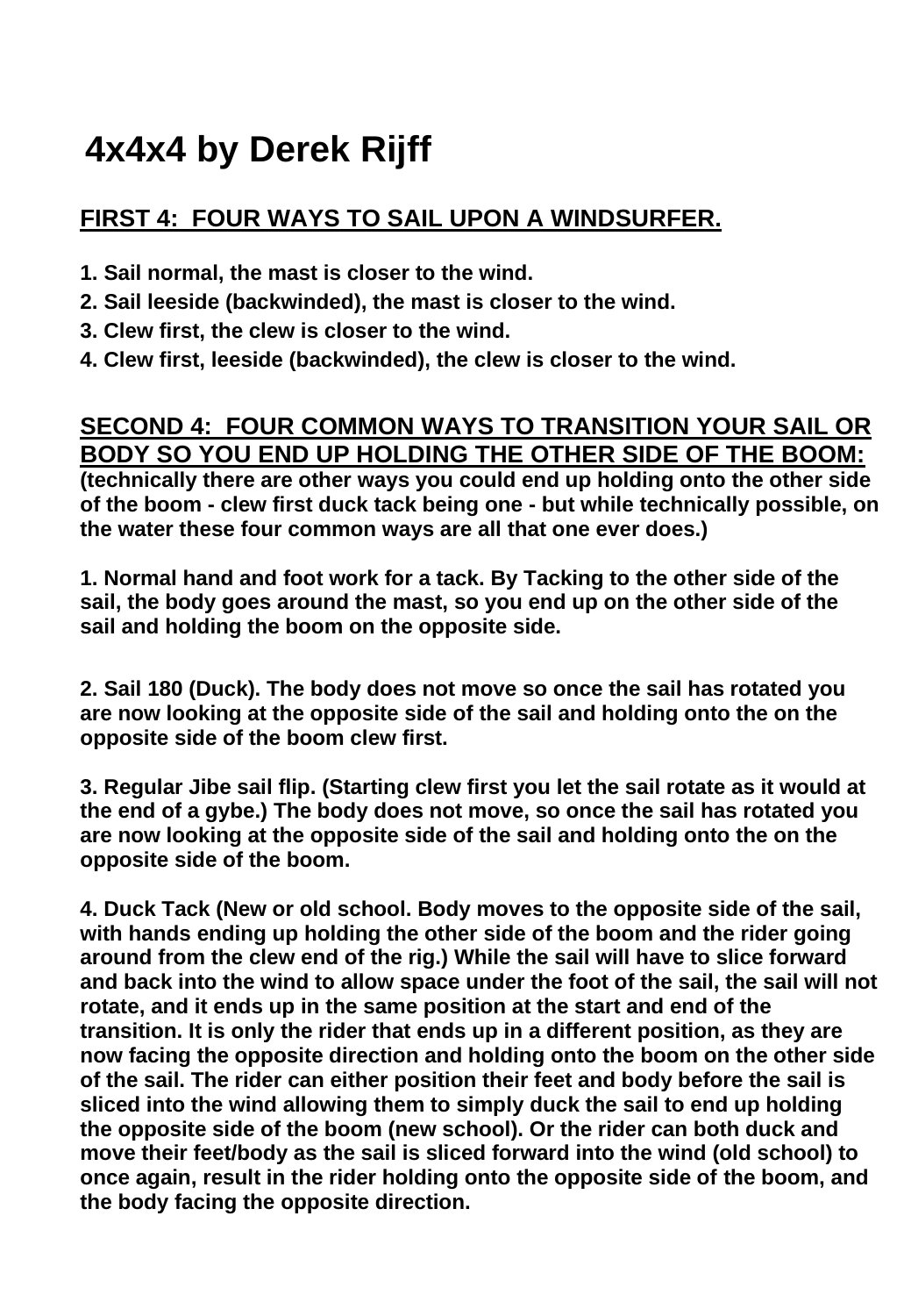# 4x4x4 by Derek Rijff

## FIRST 4: FOUR WAYS TO SAIL UPON A WINDSURFER.

**1. Sail normal, the mast is closer to the wind.**
**2. Sail leeside (backwinded), the mast is closer to the wind.**
**3. Clew first, the clew is closer to the wind.**
**4. Clew first, leeside (backwinded), the clew is closer to the wind.**

## SECOND 4: FOUR COMMON WAYS TO TRANSITION YOUR SAIL OR BODY SO YOU END UP HOLDING THE OTHER SIDE OF THE BOOM:

**(technically there are other ways you could end up holding onto the other side of the boom - clew first duck tack being one - but while technically possible, on the water these four common ways are all that one ever does.)**

**1. Normal hand and foot work for a tack. By Tacking to the other side of the sail, the body goes around the mast, so you end up on the other side of the sail and holding the boom on the opposite side.**

**2. Sail 180 (Duck). The body does not move so once the sail has rotated you are now looking at the opposite side of the sail and holding onto the on the opposite side of the boom clew first.**

**3. Regular Jibe sail flip. (Starting clew first you let the sail rotate as it would at the end of a gybe.) The body does not move, so once the sail has rotated you are now looking at the opposite side of the sail and holding onto the on the opposite side of the boom.**

**4. Duck Tack (New or old school. Body moves to the opposite side of the sail, with hands ending up holding the other side of the boom and the rider going around from the clew end of the rig.) While the sail will have to slice forward and back into the wind to allow space under the foot of the sail, the sail will not rotate, and it ends up in the same position at the start and end of the transition. It is only the rider that ends up in a different position, as they are now facing the opposite direction and holding onto the boom on the other side of the sail. The rider can either position their feet and body before the sail is sliced into the wind allowing them to simply duck the sail to end up holding the opposite side of the boom (new school). Or the rider can both duck and move their feet/body as the sail is sliced forward into the wind (old school) to once again, result in the rider holding onto the opposite side of the boom, and the body facing the opposite direction.**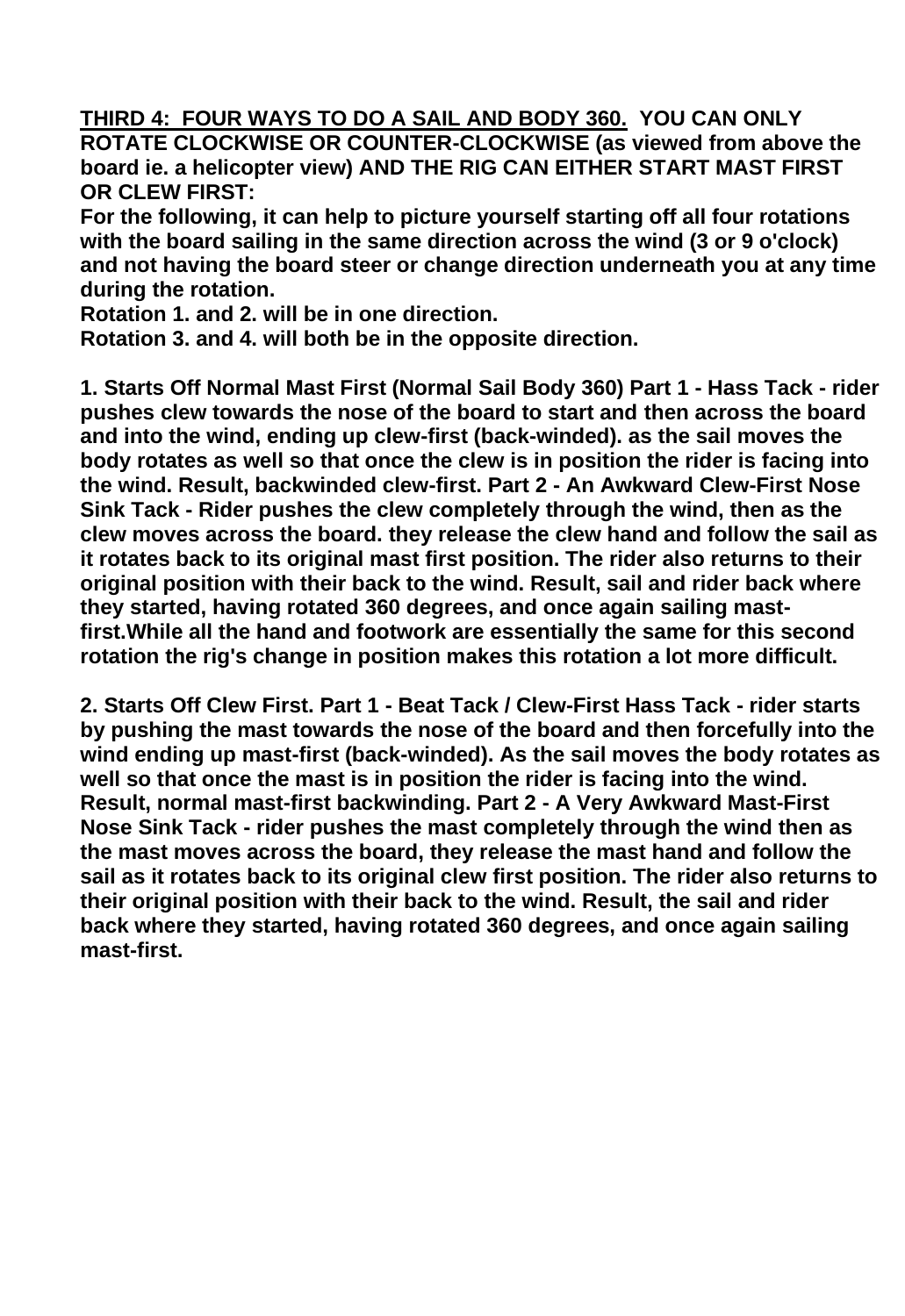**<u>THIRD 4: FOUR WAYS TO DO A SAIL AND BODY 360.</u> YOU CAN ONLY ROTATE CLOCKWISE OR COUNTER-CLOCKWISE (as viewed from above the board ie. a helicopter view) AND THE RIG CAN EITHER START MAST FIRST OR CLEW FIRST:**

**For the following, it can help to picture yourself starting off all four rotations with the board sailing in the same direction across the wind (3 or 9 o'clock) and not having the board steer or change direction underneath you at any time during the rotation.**

**Rotation 1. and 2. will be in one direction.**

**Rotation 3. and 4. will both be in the opposite direction.**

**1. Starts Off Normal Mast First (Normal Sail Body 360) Part 1 - Hass Tack - rider pushes clew towards the nose of the board to start and then across the board and into the wind, ending up clew-first (back-winded). as the sail moves the body rotates as well so that once the clew is in position the rider is facing into the wind. Result, backwinded clew-first. Part 2 - An Awkward Clew-First Nose Sink Tack - Rider pushes the clew completely through the wind, then as the clew moves across the board. they release the clew hand and follow the sail as it rotates back to its original mast first position. The rider also returns to their original position with their back to the wind. Result, sail and rider back where they started, having rotated 360 degrees, and once again sailing mast-first.While all the hand and footwork are essentially the same for this second rotation the rig's change in position makes this rotation a lot more difficult.**

**2. Starts Off Clew First. Part 1 - Beat Tack / Clew-First Hass Tack - rider starts by pushing the mast towards the nose of the board and then forcefully into the wind ending up mast-first (back-winded). As the sail moves the body rotates as well so that once the mast is in position the rider is facing into the wind. Result, normal mast-first backwinding. Part 2 - A Very Awkward Mast-First Nose Sink Tack - rider pushes the mast completely through the wind then as the mast moves across the board, they release the mast hand and follow the sail as it rotates back to its original clew first position. The rider also returns to their original position with their back to the wind. Result, the sail and rider back where they started, having rotated 360 degrees, and once again sailing mast-first.**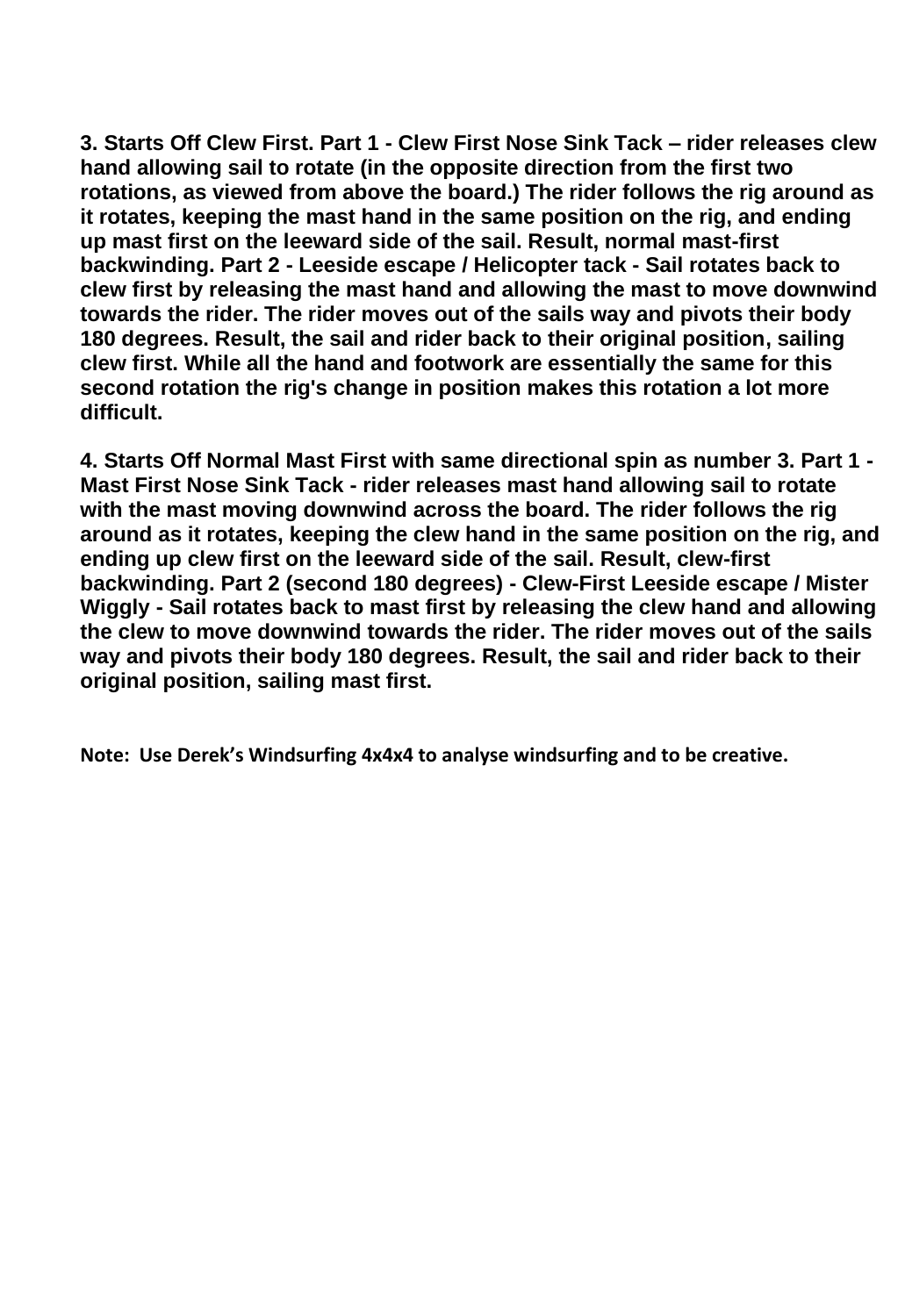**3. Starts Off Clew First. Part 1 - Clew First Nose Sink Tack – rider releases clew hand allowing sail to rotate (in the opposite direction from the first two rotations, as viewed from above the board.) The rider follows the rig around as it rotates, keeping the mast hand in the same position on the rig, and ending up mast first on the leeward side of the sail. Result, normal mast-first backwinding. Part 2 - Leeside escape / Helicopter tack - Sail rotates back to clew first by releasing the mast hand and allowing the mast to move downwind towards the rider. The rider moves out of the sails way and pivots their body 180 degrees. Result, the sail and rider back to their original position, sailing clew first. While all the hand and footwork are essentially the same for this second rotation the rig's change in position makes this rotation a lot more difficult.**

**4. Starts Off Normal Mast First with same directional spin as number 3. Part 1 - Mast First Nose Sink Tack - rider releases mast hand allowing sail to rotate with the mast moving downwind across the board. The rider follows the rig around as it rotates, keeping the clew hand in the same position on the rig, and ending up clew first on the leeward side of the sail. Result, clew-first backwinding. Part 2 (second 180 degrees) - Clew-First Leeside escape / Mister Wiggly - Sail rotates back to mast first by releasing the clew hand and allowing the clew to move downwind towards the rider. The rider moves out of the sails way and pivots their body 180 degrees. Result, the sail and rider back to their original position, sailing mast first.**

**Note: Use Derek's Windsurfing 4x4x4 to analyse windsurfing and to be creative.**